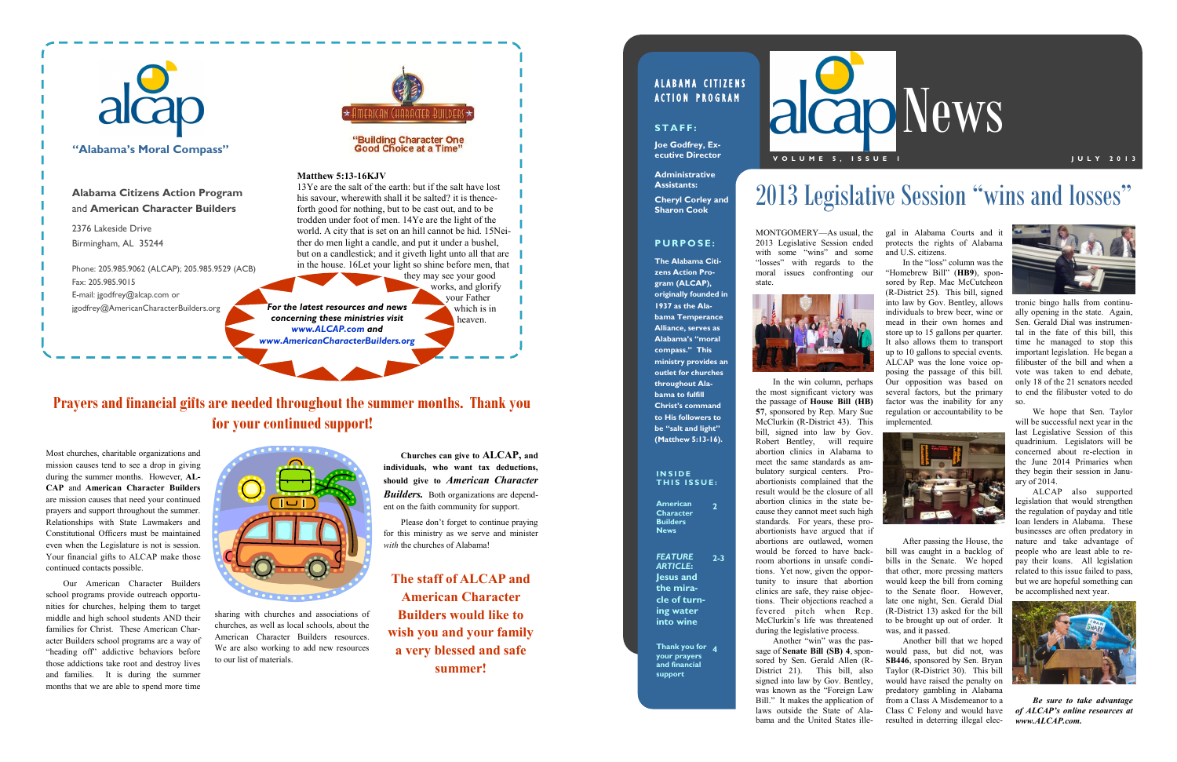alcap

**"Alabama's Moral Compass"**

American Character Builders

**"Building Character One Good Choice at a Time"**

**Alabama Citizens Action Program** and **American Character Builders**

2376 Lakeside Drive
Birmingham, AL 35244

Phone: 205.985.9062 (ALCAP); 205.985.9529 (ACB)
Fax: 205.985.9015
E-mail: jgodfrey@alcap.com or
jgodfrey@AmericanCharacterBuilders.org

**Matthew 5:13-16KJV**

13Ye are the salt of the earth: but if the salt have lost his savour, wherewith shall it be salted? it is thenceforth good for nothing, but to be cast out, and to be trodden under foot of men. 14Ye are the light of the world. A city that is set on an hill cannot be hid. 15Neither do men light a candle, and put it under a bushel, but on a candlestick; and it giveth light unto all that are in the house. 16Let your light so shine before men, that they may see your good works, and glorify your Father which is in heaven.

***For the latest resources and news concerning these ministries visit www.ALCAP.com and www.AmericanCharacterBuilders.org***

## Prayers and financial gifts are needed throughout the summer months. Thank you for your continued support!

Most churches, charitable organizations and mission causes tend to see a drop in giving during the summer months. However, **ALCAP** and **American Character Builders** are mission causes that need your continued prayers and support throughout the summer. Relationships with State Lawmakers and Constitutional Officers must be maintained even when the Legislature is not is session. Your financial gifts to ALCAP make those continued contacts possible.

Our American Character Builders school programs provide outreach opportunities for churches, helping them to target middle and high school students AND their families for Christ. These American Character Builders school programs are a way of "heading off" addictive behaviors before those addictions take root and destroy lives and families. It is during the summer months that we are able to spend more time sharing with churches and associations of churches, as well as local schools, about the American Character Builders resources. We are also working to add new resources to our list of materials.

**Churches can give to ALCAP, and individuals, who want tax deductions, should give to *American Character Builders.*** Both organizations are dependent on the faith community for support.

Please don't forget to continue praying for this ministry as we serve and minister *with* the churches of Alabama!

**The staff of ALCAP and American Character Builders would like to wish you and your family a very blessed and safe summer!**

---

**ALABAMA CITIZENS ACTION PROGRAM**

**STAFF:**

**Joe Godfrey, Executive Director**

**Administrative Assistants:**

**Cheryl Corley and Sharon Cook**

**PURPOSE:**

**The Alabama Citizens Action Program (ALCAP), originally founded in 1937 as the Alabama Temperance Alliance, serves as Alabama's "moral compass." This ministry provides an outlet for churches throughout Alabama to fulfill Christ's command to His followers to be "salt and light" (Matthew 5:13-16).**

**INSIDE THIS ISSUE:**

| | |
|---|---|
| American Character Builders News | 2 |
| *FEATURE ARTICLE:* Jesus and the miracle of turning water into wine | 2-3 |
| Thank you for your prayers and financial support | 4 |

# alcap News

VOLUME 5, ISSUE 1 — JULY 2013

## 2013 Legislative Session "wins and losses"

MONTGOMERY—As usual, the 2013 Legislative Session ended with some "wins" and some "losses" with regards to the moral issues confronting our state.

In the win column, perhaps the most significant victory was the passage of **House Bill (HB) 57**, sponsored by Rep. Mary Sue McClurkin (R-District 43). This bill, signed into law by Gov. Robert Bentley, will require abortion clinics in Alabama to meet the same standards as ambulatory surgical centers. Pro-abortionists complained that the result would be the closure of all abortion clinics in the state because they cannot meet such high standards. For years, these pro-abortionists have argued that if abortions are outlawed, women would be forced to have back-room abortions in unsafe conditions. Yet now, given the opportunity to insure that abortion clinics are safe, they raise objections. Their objections reached a fevered pitch when Rep. McClurkin's life was threatened during the legislative process.

Another "win" was the passage of **Senate Bill (SB) 4**, sponsored by Sen. Gerald Allen (R-District 21). This bill, also signed into law by Gov. Bentley, was known as the "Foreign Law Bill." It makes the application of laws outside the State of Alabama and the United States illegal in Alabama Courts and it protects the rights of Alabama and U.S. citizens.

In the "loss" column was the "Homebrew Bill" (**HB9**), sponsored by Rep. Mac McCutcheon (R-District 25). This bill, signed into law by Gov. Bentley, allows individuals to brew beer, wine or mead in their own homes and store up to 15 gallons per quarter. It also allows them to transport up to 10 gallons to special events. ALCAP was the lone voice opposing the passage of this bill. Our opposition was based on several factors, but the primary factor was the inability for any regulation or accountability to be implemented.

After passing the House, the bill was caught in a backlog of bills in the Senate. We hoped that other, more pressing matters would keep the bill from coming to the Senate floor. However, late one night, Sen. Gerald Dial (R-District 13) asked for the bill to be brought up out of order. It was, and it passed.

Another bill that we hoped would pass, but did not, was **SB446**, sponsored by Sen. Bryan Taylor (R-District 30). This bill would have raised the penalty on predatory gambling in Alabama from a Class A Misdemeanor to a Class C Felony and would have resulted in deterring illegal electronic bingo halls from continually opening in the state. Again, Sen. Gerald Dial was instrumental in the fate of this bill, this time he managed to stop this important legislation. He began a filibuster of the bill and when a vote was taken to end debate, only 18 of the 21 senators needed to end the filibuster voted to do so.

We hope that Sen. Taylor will be successful next year in the last Legislative Session of this quadrinium. Legislators will be concerned about re-election in the June 2014 Primaries when they begin their session in January of 2014.

ALCAP also supported legislation that would strengthen the regulation of payday and title loan lenders in Alabama. These businesses are often predatory in nature and take advantage of people who are least able to repay their loans. All legislation related to this issue failed to pass, but we are hopeful something can be accomplished next year.

***Be sure to take advantage of ALCAP's online resources at www.ALCAP.com.***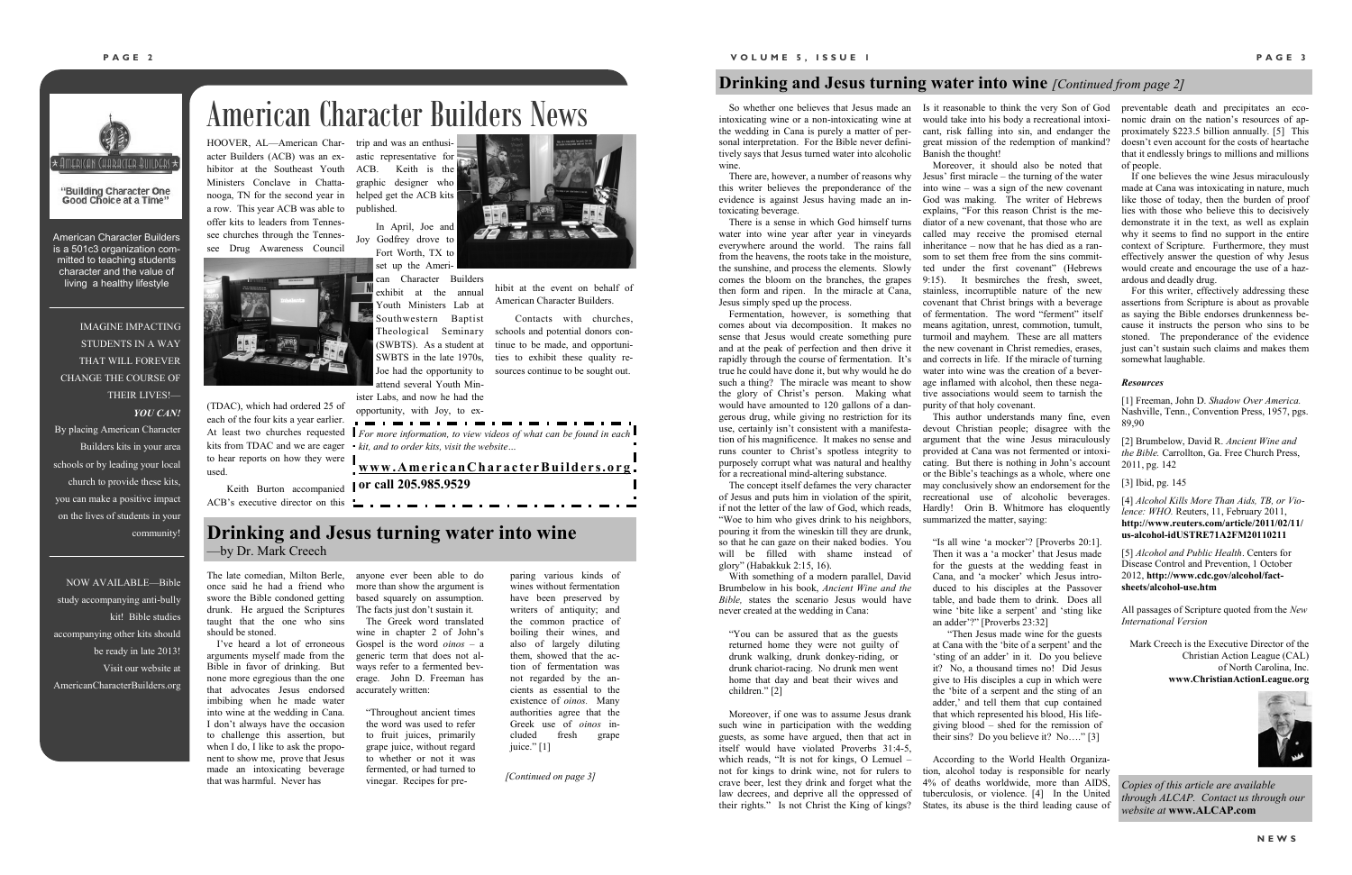# American Character Builders News

"Building Character One Good Choice at a Time"

American Character Builders is a 501c3 organization committed to teaching students character and the value of living a healthy lifestyle

IMAGINE IMPACTING STUDENTS IN A WAY THAT WILL FOREVER CHANGE THE COURSE OF THEIR LIVES!—

*YOU CAN!*

By placing American Character Builders kits in your area schools or by leading your local church to provide these kits, you can make a positive impact on the lives of students in your community!

NOW AVAILABLE—Bible study accompanying anti-bully kit! Bible studies accompanying other kits should be ready in late 2013! Visit our website at AmericanCharacterBuilders.org

HOOVER, AL—American Character Builders (ACB) was an exhibitor at the Southeast Youth Ministers Conclave in Chattanooga, TN for the second year in a row. This year ACB was able to offer kits to leaders from Tennessee churches through the Tennessee Drug Awareness Council (TDAC), which had ordered 25 of each of the four kits a year earlier. At least two churches requested kits from TDAC and we are eager to hear reports on how they were used.

Keith Burton accompanied ACB's executive director on this trip and was an enthusiastic representative for ACB. Keith is the graphic designer who helped get the ACB kits published.

In April, Joe and Joy Godfrey drove to Fort Worth, TX to set up the American Character Builders exhibit at the annual Youth Ministers Lab at Southwestern Baptist Theological Seminary (SWBTS). As a student at SWBTS in the late 1970s, Joe had the opportunity to attend several Youth Minister Labs, and now he had the opportunity, with Joy, to exhibit at the event on behalf of American Character Builders.

Contacts with churches, schools and potential donors continue to be made, and opportunities to exhibit these quality resources continue to be sought out.

*For more information, to view videos of what can be found in each kit, and to order kits, visit the website…*

**www.AmericanCharacterBuilders.org or call 205.985.9529**

## Drinking and Jesus turning water into wine

—by Dr. Mark Creech

The late comedian, Milton Berle, once said he had a friend who swore the Bible condoned getting drunk. He argued the Scriptures taught that the one who sins should be stoned.

I've heard a lot of erroneous arguments myself made from the Bible in favor of drinking. But none more egregious than the one that advocates Jesus endorsed imbibing when he made water into wine at the wedding in Cana. I don't always have the occasion to challenge this assertion, but when I do, I like to ask the proponent to show me, prove that Jesus made an intoxicating beverage that was harmful. Never has anyone ever been able to do more than show the argument is based squarely on assumption. The facts just don't sustain it.

The Greek word translated wine in chapter 2 of John's Gospel is the word *oinos* – a generic term that does not always refer to a fermented beverage. John D. Freeman has accurately written:

> "Throughout ancient times the word was used to refer to fruit juices, primarily grape juice, without regard to whether or not it was fermented, or had turned to vinegar. Recipes for preparing various kinds of wines without fermentation have been preserved by writers of antiquity; and the common practice of boiling their wines, and also of largely diluting them, showed that the action of fermentation was not regarded by the ancients as essential to the existence of *oinos*. Many authorities agree that the Greek use of *oinos* included fresh grape juice." [1]

*[Continued on page 3]*

## Drinking and Jesus turning water into wine *[Continued from page 2]*

So whether one believes that Jesus made an intoxicating wine or a non-intoxicating wine at the wedding in Cana is purely a matter of personal interpretation. For the Bible never definitively says that Jesus turned water into alcoholic wine.

There are, however, a number of reasons why this writer believes the preponderance of the evidence is against Jesus having made an intoxicating beverage.

There is a sense in which God himself turns water into wine year after year in vineyards everywhere around the world. The rains fall from the heavens, the roots take in the moisture, the sunshine, and process the elements. Slowly comes the bloom on the branches, the grapes then form and ripen. In the miracle at Cana, Jesus simply sped up the process.

Fermentation, however, is something that comes about via decomposition. It makes no sense that Jesus would create something pure and at the peak of perfection and then drive it rapidly through the course of fermentation. It's true he could have done it, but why would he do such a thing? The miracle was meant to show the glory of Christ's person. Making what would have amounted to 120 gallons of a dangerous drug, while giving no restriction for its use, certainly isn't consistent with a manifestation of his magnificence. It makes no sense and runs counter to Christ's spotless integrity to purposely corrupt what was natural and healthy for a recreational mind-altering substance.

The concept itself defames the very character of Jesus and puts him in violation of the spirit, if not the letter of the law of God, which reads, "Woe to him who gives drink to his neighbors, pouring it from the wineskin till they are drunk, so that he can gaze on their naked bodies. You will be filled with shame instead of glory" (Habakkuk 2:15, 16).

With something of a modern parallel, David Brumbelow in his book, *Ancient Wine and the Bible,* states the scenario Jesus would have never created at the wedding in Cana:

> "You can be assured that as the guests returned home they were not guilty of drunk walking, drunk donkey-riding, or drunk chariot-racing. No drunk men went home that day and beat their wives and children." [2]

Moreover, if one was to assume Jesus drank such wine in participation with the wedding guests, as some have argued, then that act in itself would have violated Proverbs 31:4-5, which reads, "It is not for kings, O Lemuel – not for kings to drink wine, not for rulers to crave beer, lest they drink and forget what the law decrees, and deprive all the oppressed of their rights." Is not Christ the King of kings? Is it reasonable to think the very Son of God would take into his body a recreational intoxicant, risk falling into sin, and endanger the great mission of the redemption of mankind? Banish the thought!

Moreover, it should also be noted that Jesus' first miracle – the turning of the water into wine – was a sign of the new covenant God was making. The writer of Hebrews explains, "For this reason Christ is the mediator of a new covenant, that those who are called may receive the promised eternal inheritance – now that he has died as a ransom to set them free from the sins committed under the first covenant" (Hebrews 9:15). It besmirches the fresh, sweet, stainless, incorruptible nature of the new covenant that Christ brings with a beverage of fermentation. The word "ferment" itself means agitation, unrest, commotion, tumult, turmoil and mayhem. These are all matters the new covenant in Christ remedies, erases, and corrects in life. If the miracle of turning water into wine was the creation of a beverage inflamed with alcohol, then these negative associations would seem to tarnish the purity of that holy covenant.

This author understands many fine, even devout Christian people; disagree with the argument that the wine Jesus miraculously provided at Cana was not fermented or intoxicating. But there is nothing in John's account or the Bible's teachings as a whole, where one may conclusively show an endorsement for the recreational use of alcoholic beverages. Hardly! Orin B. Whitmore has eloquently summarized the matter, saying:

> "Is all wine 'a mocker'? [Proverbs 20:1]. Then it was a 'a mocker' that Jesus made for the guests at the wedding feast in Cana, and 'a mocker' which Jesus introduced to his disciples at the Passover table, and bade them to drink. Does all wine 'bite like a serpent' and 'sting like an adder'?" [Proverbs 23:32]
>
> "Then Jesus made wine for the guests at Cana with the 'bite of a serpent' and the 'sting of an adder' in it. Do you believe it? No, a thousand times no! Did Jesus give to His disciples a cup in which were the 'bite of a serpent and the sting of an adder,' and tell them that cup contained that which represented his blood, His lifegiving blood – shed for the remission of their sins? Do you believe it? No…." [3]

According to the World Health Organization, alcohol today is responsible for nearly 4% of deaths worldwide, more than AIDS, tuberculosis, or violence. [4] In the United States, its abuse is the third leading cause of preventable death and precipitates an economic drain on the nation's resources of approximately $223.5 billion annually. [5] This doesn't even account for the costs of heartache that it endlessly brings to millions and millions of people.

If one believes the wine Jesus miraculously made at Cana was intoxicating in nature, much like those of today, then the burden of proof lies with those who believe this to decisively demonstrate it in the text, as well as explain why it seems to find no support in the entire context of Scripture. Furthermore, they must effectively answer the question of why Jesus would create and encourage the use of a hazardous and deadly drug.

For this writer, effectively addressing these assertions from Scripture is about as provable as saying the Bible endorses drunkenness because it instructs the person who sins to be stoned. The preponderance of the evidence just can't sustain such claims and makes them somewhat laughable.

### *Resources*

[1] Freeman, John D. *Shadow Over America.* Nashville, Tenn., Convention Press, 1957, pgs. 89,90

[2] Brumbelow, David R. *Ancient Wine and the Bible.* Carrollton, Ga. Free Church Press, 2011, pg. 142

[3] Ibid, pg. 145

[4] *Alcohol Kills More Than Aids, TB, or Violence: WHO.* Reuters, 11, February 2011, **http://www.reuters.com/article/2011/02/11/us-alcohol-idUSTRE71A2FM20110211**

[5] *Alcohol and Public Health*. Centers for Disease Control and Prevention, 1 October 2012, **http://www.cdc.gov/alcohol/fact-sheets/alcohol-use.htm**

All passages of Scripture quoted from the *New International Version*

Mark Creech is the Executive Director of the Christian Action League (CAL) of North Carolina, Inc. **www.ChristianActionLeague.org**

*Copies of this article are available through ALCAP. Contact us through our website at* **www.ALCAP.com**